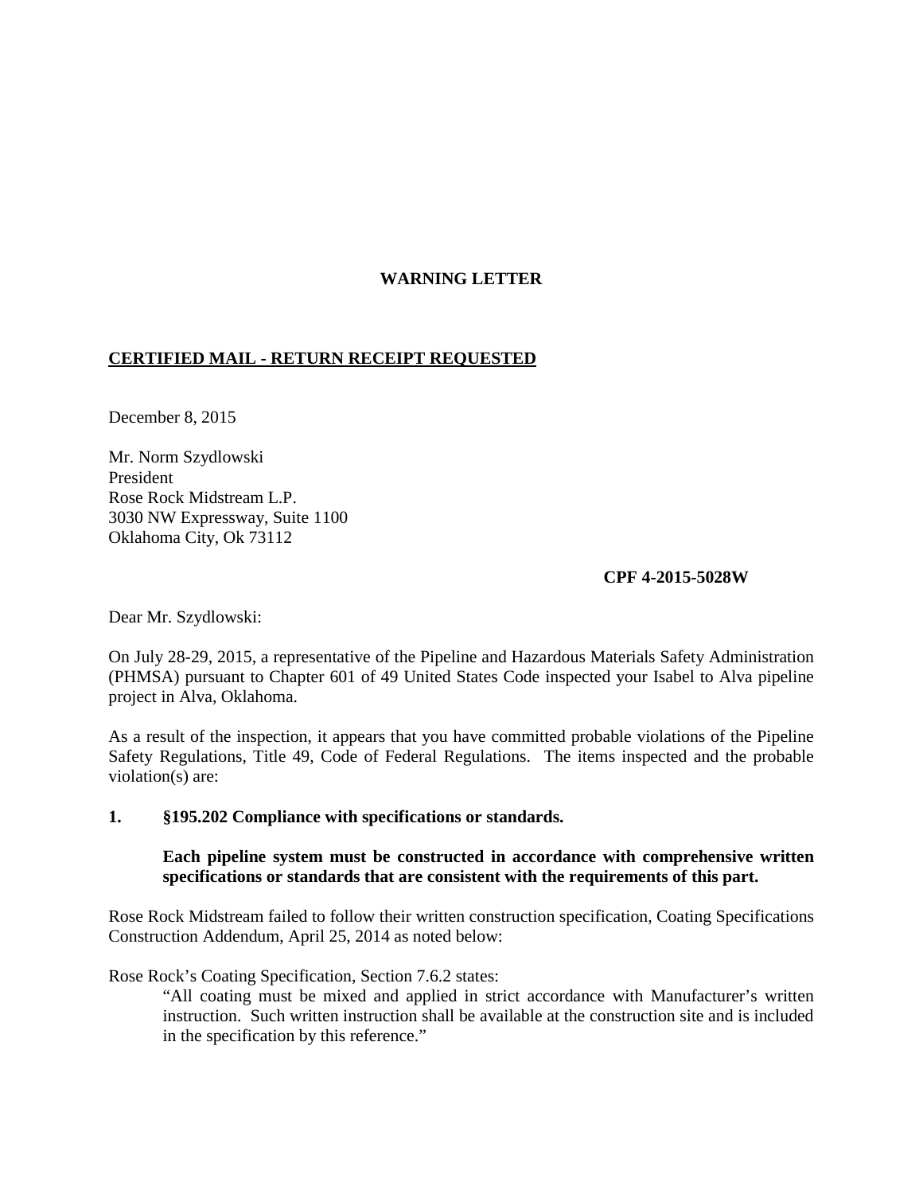**WARNING LETTER**

**CERTIFIED MAIL - RETURN RECEIPT REQUESTED**

December 8, 2015

Mr. Norm Szydlowski  
President  
Rose Rock Midstream L.P.  
3030 NW Expressway, Suite 1100  
Oklahoma City, Ok 73112

**CPF 4-2015-5028W**

Dear Mr. Szydlowski:

On July 28-29, 2015, a representative of the Pipeline and Hazardous Materials Safety Administration (PHMSA) pursuant to Chapter 601 of 49 United States Code inspected your Isabel to Alva pipeline project in Alva, Oklahoma.

As a result of the inspection, it appears that you have committed probable violations of the Pipeline Safety Regulations, Title 49, Code of Federal Regulations. The items inspected and the probable violation(s) are:

**1. §195.202 Compliance with specifications or standards.**

> **Each pipeline system must be constructed in accordance with comprehensive written specifications or standards that are consistent with the requirements of this part.**

Rose Rock Midstream failed to follow their written construction specification, Coating Specifications Construction Addendum, April 25, 2014 as noted below:

Rose Rock's Coating Specification, Section 7.6.2 states:

> "All coating must be mixed and applied in strict accordance with Manufacturer's written instruction. Such written instruction shall be available at the construction site and is included in the specification by this reference."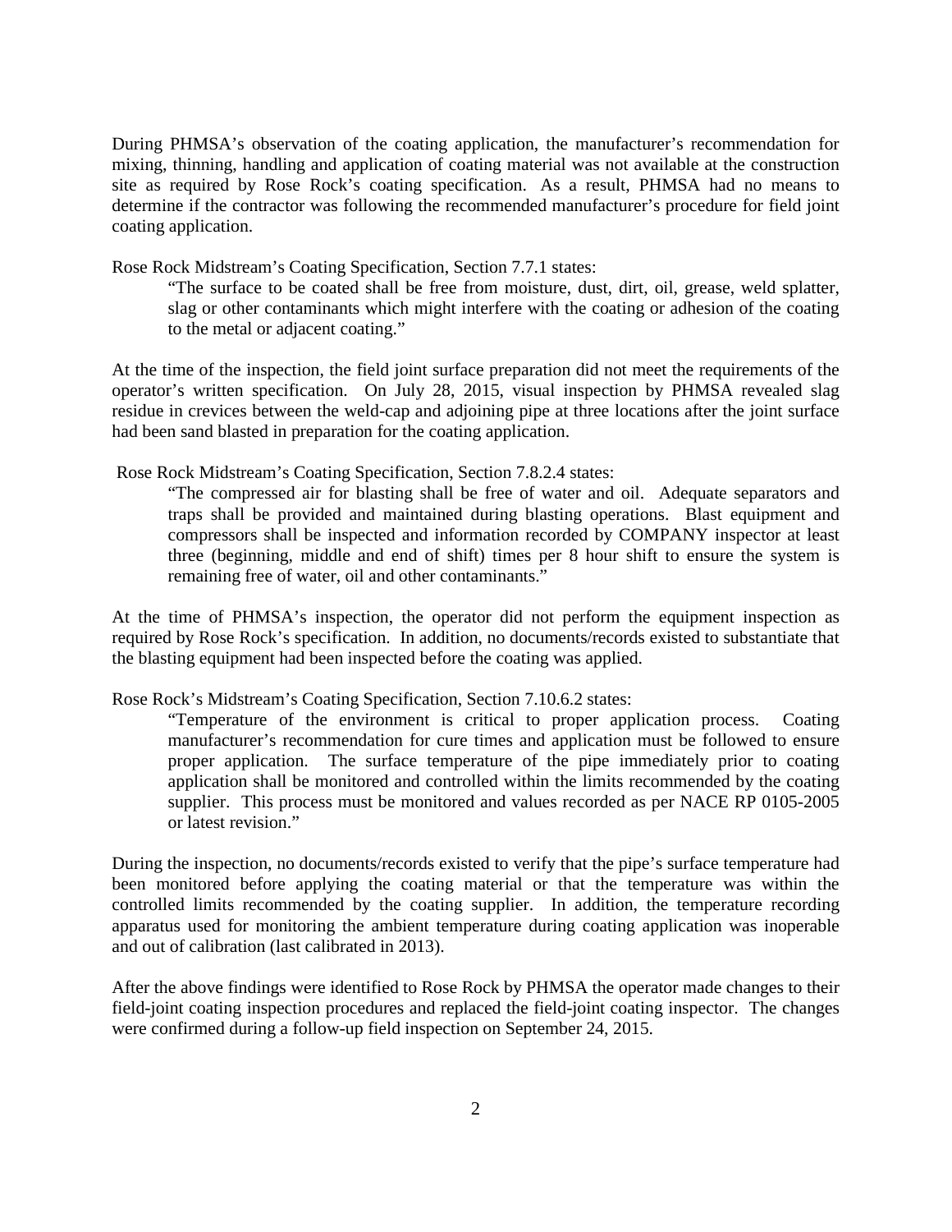During PHMSA's observation of the coating application, the manufacturer's recommendation for mixing, thinning, handling and application of coating material was not available at the construction site as required by Rose Rock's coating specification. As a result, PHMSA had no means to determine if the contractor was following the recommended manufacturer's procedure for field joint coating application.

Rose Rock Midstream's Coating Specification, Section 7.7.1 states:

> "The surface to be coated shall be free from moisture, dust, dirt, oil, grease, weld splatter, slag or other contaminants which might interfere with the coating or adhesion of the coating to the metal or adjacent coating."

At the time of the inspection, the field joint surface preparation did not meet the requirements of the operator's written specification. On July 28, 2015, visual inspection by PHMSA revealed slag residue in crevices between the weld-cap and adjoining pipe at three locations after the joint surface had been sand blasted in preparation for the coating application.

Rose Rock Midstream's Coating Specification, Section 7.8.2.4 states:

> "The compressed air for blasting shall be free of water and oil. Adequate separators and traps shall be provided and maintained during blasting operations. Blast equipment and compressors shall be inspected and information recorded by COMPANY inspector at least three (beginning, middle and end of shift) times per 8 hour shift to ensure the system is remaining free of water, oil and other contaminants."

At the time of PHMSA's inspection, the operator did not perform the equipment inspection as required by Rose Rock's specification. In addition, no documents/records existed to substantiate that the blasting equipment had been inspected before the coating was applied.

Rose Rock's Midstream's Coating Specification, Section 7.10.6.2 states:

> "Temperature of the environment is critical to proper application process. Coating manufacturer's recommendation for cure times and application must be followed to ensure proper application. The surface temperature of the pipe immediately prior to coating application shall be monitored and controlled within the limits recommended by the coating supplier. This process must be monitored and values recorded as per NACE RP 0105-2005 or latest revision."

During the inspection, no documents/records existed to verify that the pipe's surface temperature had been monitored before applying the coating material or that the temperature was within the controlled limits recommended by the coating supplier. In addition, the temperature recording apparatus used for monitoring the ambient temperature during coating application was inoperable and out of calibration (last calibrated in 2013).

After the above findings were identified to Rose Rock by PHMSA the operator made changes to their field-joint coating inspection procedures and replaced the field-joint coating inspector. The changes were confirmed during a follow-up field inspection on September 24, 2015.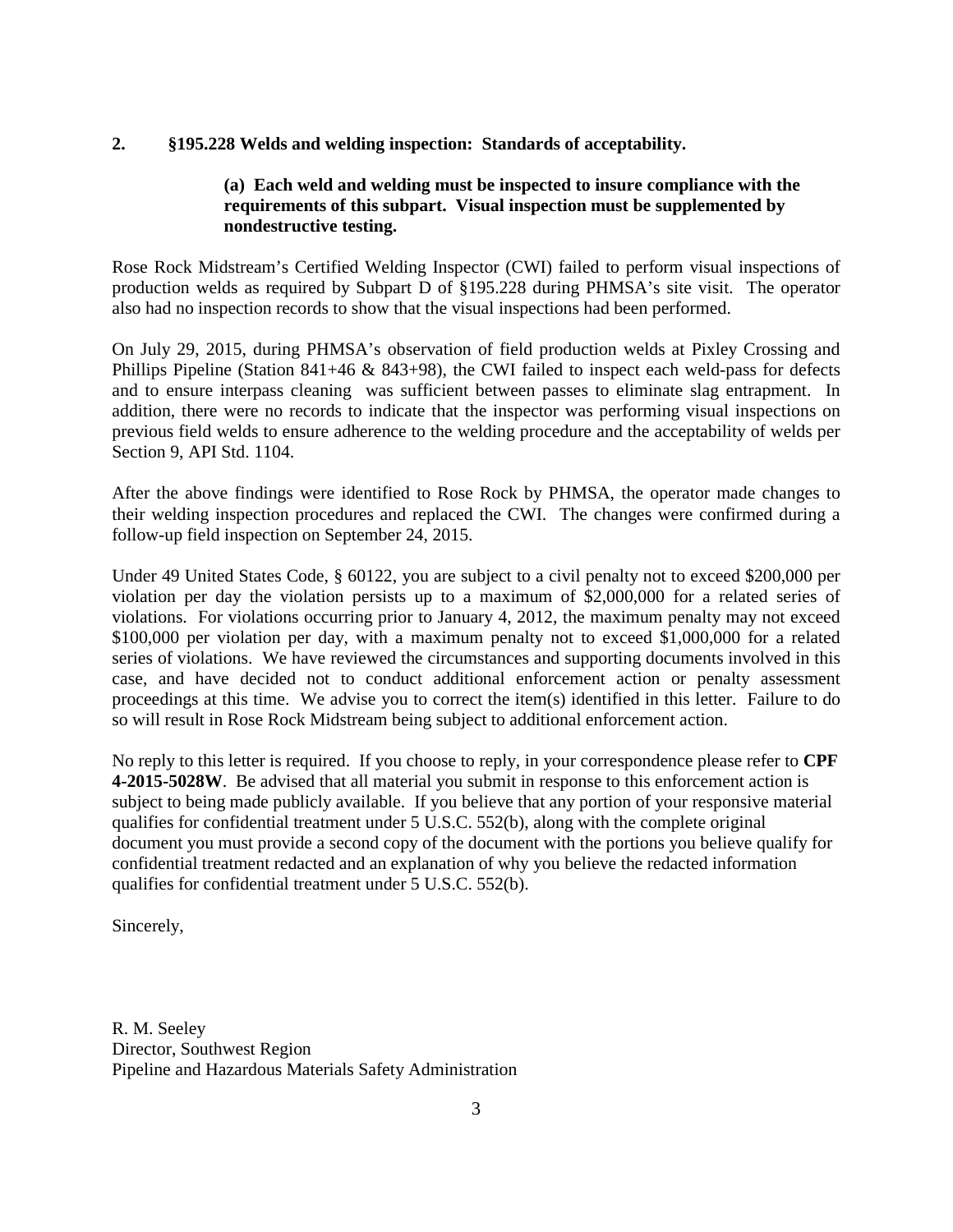**2. §195.228 Welds and welding inspection: Standards of acceptability.**

**(a) Each weld and welding must be inspected to insure compliance with the requirements of this subpart. Visual inspection must be supplemented by nondestructive testing.**

Rose Rock Midstream's Certified Welding Inspector (CWI) failed to perform visual inspections of production welds as required by Subpart D of §195.228 during PHMSA's site visit. The operator also had no inspection records to show that the visual inspections had been performed.

On July 29, 2015, during PHMSA's observation of field production welds at Pixley Crossing and Phillips Pipeline (Station 841+46 & 843+98), the CWI failed to inspect each weld-pass for defects and to ensure interpass cleaning was sufficient between passes to eliminate slag entrapment. In addition, there were no records to indicate that the inspector was performing visual inspections on previous field welds to ensure adherence to the welding procedure and the acceptability of welds per Section 9, API Std. 1104.

After the above findings were identified to Rose Rock by PHMSA, the operator made changes to their welding inspection procedures and replaced the CWI. The changes were confirmed during a follow-up field inspection on September 24, 2015.

Under 49 United States Code, § 60122, you are subject to a civil penalty not to exceed $200,000 per violation per day the violation persists up to a maximum of $2,000,000 for a related series of violations. For violations occurring prior to January 4, 2012, the maximum penalty may not exceed $100,000 per violation per day, with a maximum penalty not to exceed $1,000,000 for a related series of violations. We have reviewed the circumstances and supporting documents involved in this case, and have decided not to conduct additional enforcement action or penalty assessment proceedings at this time. We advise you to correct the item(s) identified in this letter. Failure to do so will result in Rose Rock Midstream being subject to additional enforcement action.

No reply to this letter is required. If you choose to reply, in your correspondence please refer to **CPF 4-2015-5028W**. Be advised that all material you submit in response to this enforcement action is subject to being made publicly available. If you believe that any portion of your responsive material qualifies for confidential treatment under 5 U.S.C. 552(b), along with the complete original document you must provide a second copy of the document with the portions you believe qualify for confidential treatment redacted and an explanation of why you believe the redacted information qualifies for confidential treatment under 5 U.S.C. 552(b).

Sincerely,

R. M. Seeley
Director, Southwest Region
Pipeline and Hazardous Materials Safety Administration